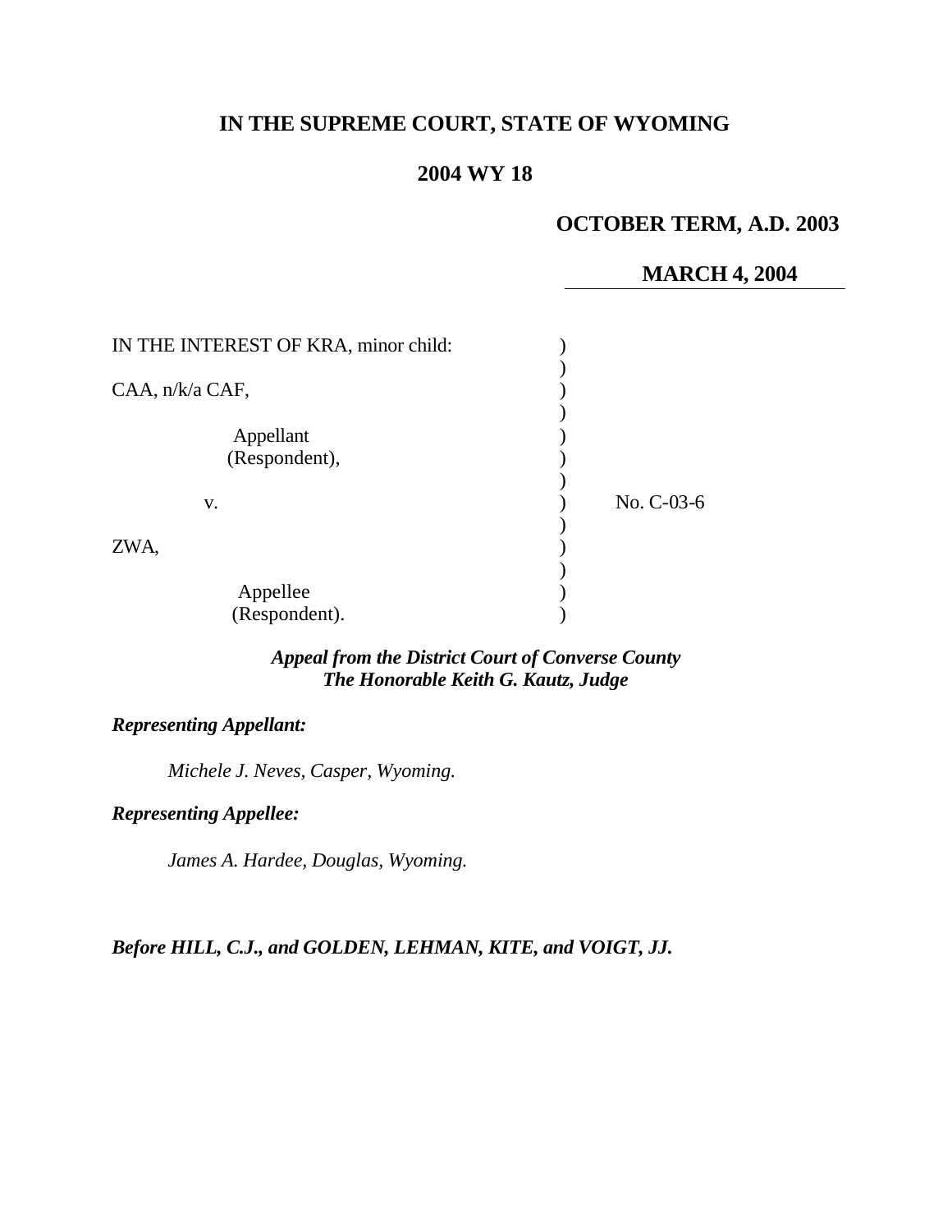# IN THE SUPREME COURT, STATE OF WYOMING

## 2004 WY 18

**OCTOBER TERM, A.D. 2003**

**MARCH 4, 2004**

| | | |
|---|---|---|
| IN THE INTEREST OF KRA, minor child: | ) | |
| | ) | |
| CAA, n/k/a CAF, | ) | |
| | ) | |
| Appellant (Respondent), | ) | |
| | ) | |
| v. | ) | No. C-03-6 |
| | ) | |
| ZWA, | ) | |
| | ) | |
| Appellee (Respondent). | ) | |

***Appeal from the District Court of Converse County***
***The Honorable Keith G. Kautz, Judge***

***Representing Appellant:***

*Michele J. Neves, Casper, Wyoming.*

***Representing Appellee:***

*James A. Hardee, Douglas, Wyoming.*

***Before HILL, C.J., and GOLDEN, LEHMAN, KITE, and VOIGT, JJ.***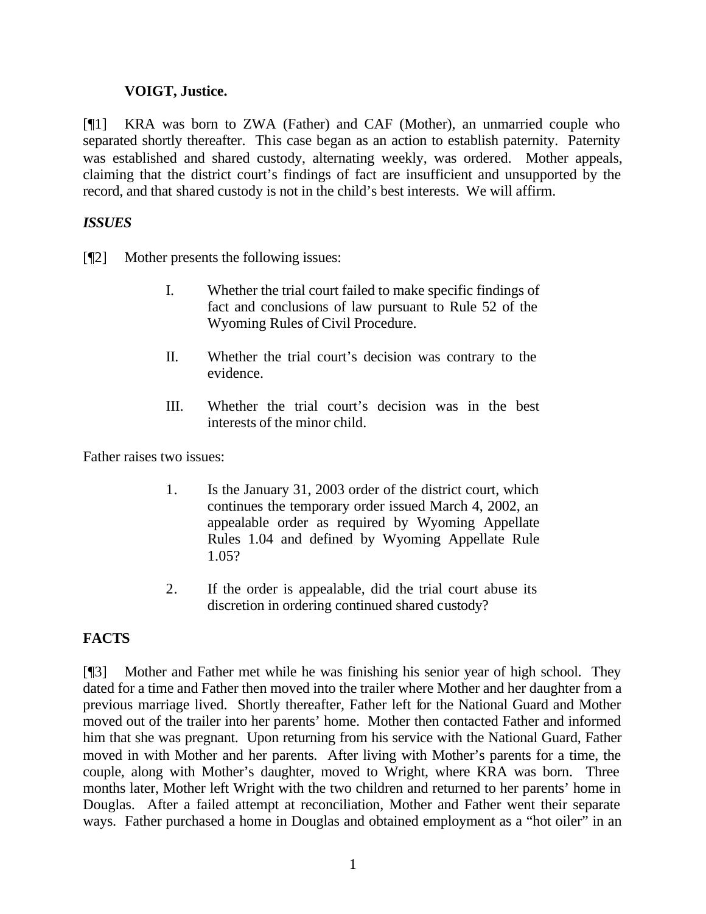**VOIGT, Justice.**

[¶1] KRA was born to ZWA (Father) and CAF (Mother), an unmarried couple who separated shortly thereafter. This case began as an action to establish paternity. Paternity was established and shared custody, alternating weekly, was ordered. Mother appeals, claiming that the district court's findings of fact are insufficient and unsupported by the record, and that shared custody is not in the child's best interests. We will affirm.

### *ISSUES*

[¶2] Mother presents the following issues:

> I. Whether the trial court failed to make specific findings of fact and conclusions of law pursuant to Rule 52 of the Wyoming Rules of Civil Procedure.
>
> II. Whether the trial court's decision was contrary to the evidence.
>
> III. Whether the trial court's decision was in the best interests of the minor child.

Father raises two issues:

> 1. Is the January 31, 2003 order of the district court, which continues the temporary order issued March 4, 2002, an appealable order as required by Wyoming Appellate Rules 1.04 and defined by Wyoming Appellate Rule 1.05?
>
> 2. If the order is appealable, did the trial court abuse its discretion in ordering continued shared custody?

### FACTS

[¶3] Mother and Father met while he was finishing his senior year of high school. They dated for a time and Father then moved into the trailer where Mother and her daughter from a previous marriage lived. Shortly thereafter, Father left for the National Guard and Mother moved out of the trailer into her parents' home. Mother then contacted Father and informed him that she was pregnant. Upon returning from his service with the National Guard, Father moved in with Mother and her parents. After living with Mother's parents for a time, the couple, along with Mother's daughter, moved to Wright, where KRA was born. Three months later, Mother left Wright with the two children and returned to her parents' home in Douglas. After a failed attempt at reconciliation, Mother and Father went their separate ways. Father purchased a home in Douglas and obtained employment as a "hot oiler" in an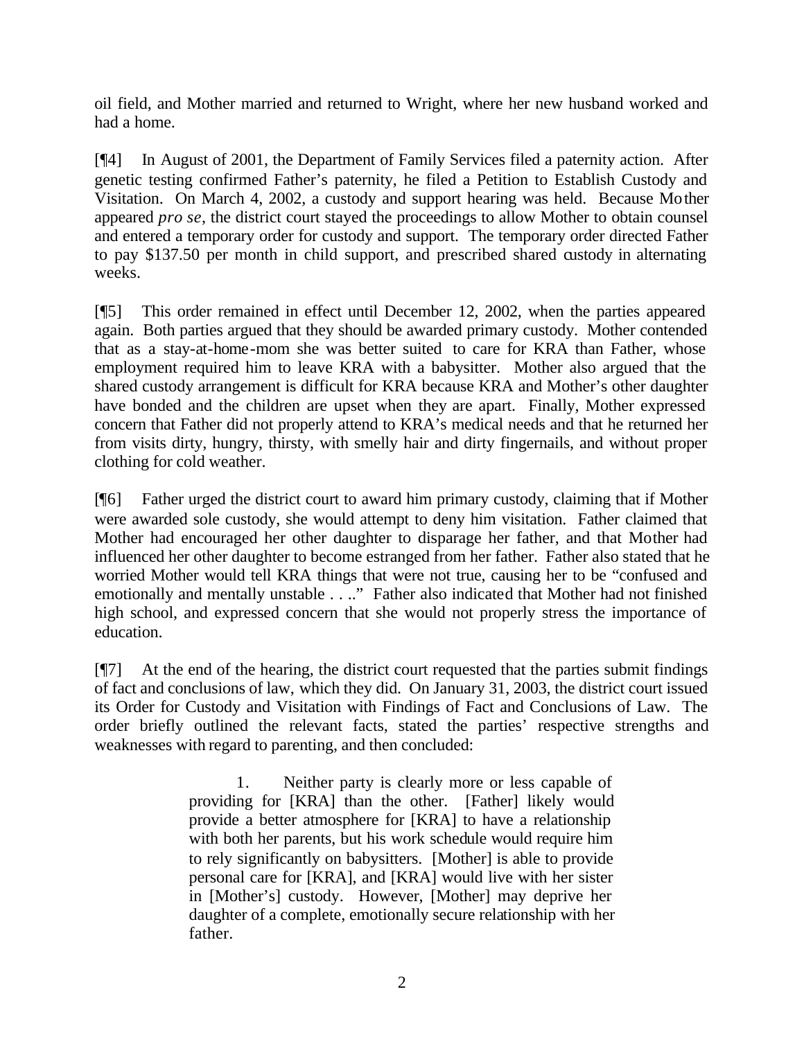oil field, and Mother married and returned to Wright, where her new husband worked and had a home.

[¶4] In August of 2001, the Department of Family Services filed a paternity action. After genetic testing confirmed Father's paternity, he filed a Petition to Establish Custody and Visitation. On March 4, 2002, a custody and support hearing was held. Because Mother appeared *pro se*, the district court stayed the proceedings to allow Mother to obtain counsel and entered a temporary order for custody and support. The temporary order directed Father to pay $137.50 per month in child support, and prescribed shared custody in alternating weeks.

[¶5] This order remained in effect until December 12, 2002, when the parties appeared again. Both parties argued that they should be awarded primary custody. Mother contended that as a stay-at-home-mom she was better suited to care for KRA than Father, whose employment required him to leave KRA with a babysitter. Mother also argued that the shared custody arrangement is difficult for KRA because KRA and Mother's other daughter have bonded and the children are upset when they are apart. Finally, Mother expressed concern that Father did not properly attend to KRA's medical needs and that he returned her from visits dirty, hungry, thirsty, with smelly hair and dirty fingernails, and without proper clothing for cold weather.

[¶6] Father urged the district court to award him primary custody, claiming that if Mother were awarded sole custody, she would attempt to deny him visitation. Father claimed that Mother had encouraged her other daughter to disparage her father, and that Mother had influenced her other daughter to become estranged from her father. Father also stated that he worried Mother would tell KRA things that were not true, causing her to be "confused and emotionally and mentally unstable . . .." Father also indicated that Mother had not finished high school, and expressed concern that she would not properly stress the importance of education.

[¶7] At the end of the hearing, the district court requested that the parties submit findings of fact and conclusions of law, which they did. On January 31, 2003, the district court issued its Order for Custody and Visitation with Findings of Fact and Conclusions of Law. The order briefly outlined the relevant facts, stated the parties' respective strengths and weaknesses with regard to parenting, and then concluded:

> 1. Neither party is clearly more or less capable of providing for [KRA] than the other. [Father] likely would provide a better atmosphere for [KRA] to have a relationship with both her parents, but his work schedule would require him to rely significantly on babysitters. [Mother] is able to provide personal care for [KRA], and [KRA] would live with her sister in [Mother's] custody. However, [Mother] may deprive her daughter of a complete, emotionally secure relationship with her father.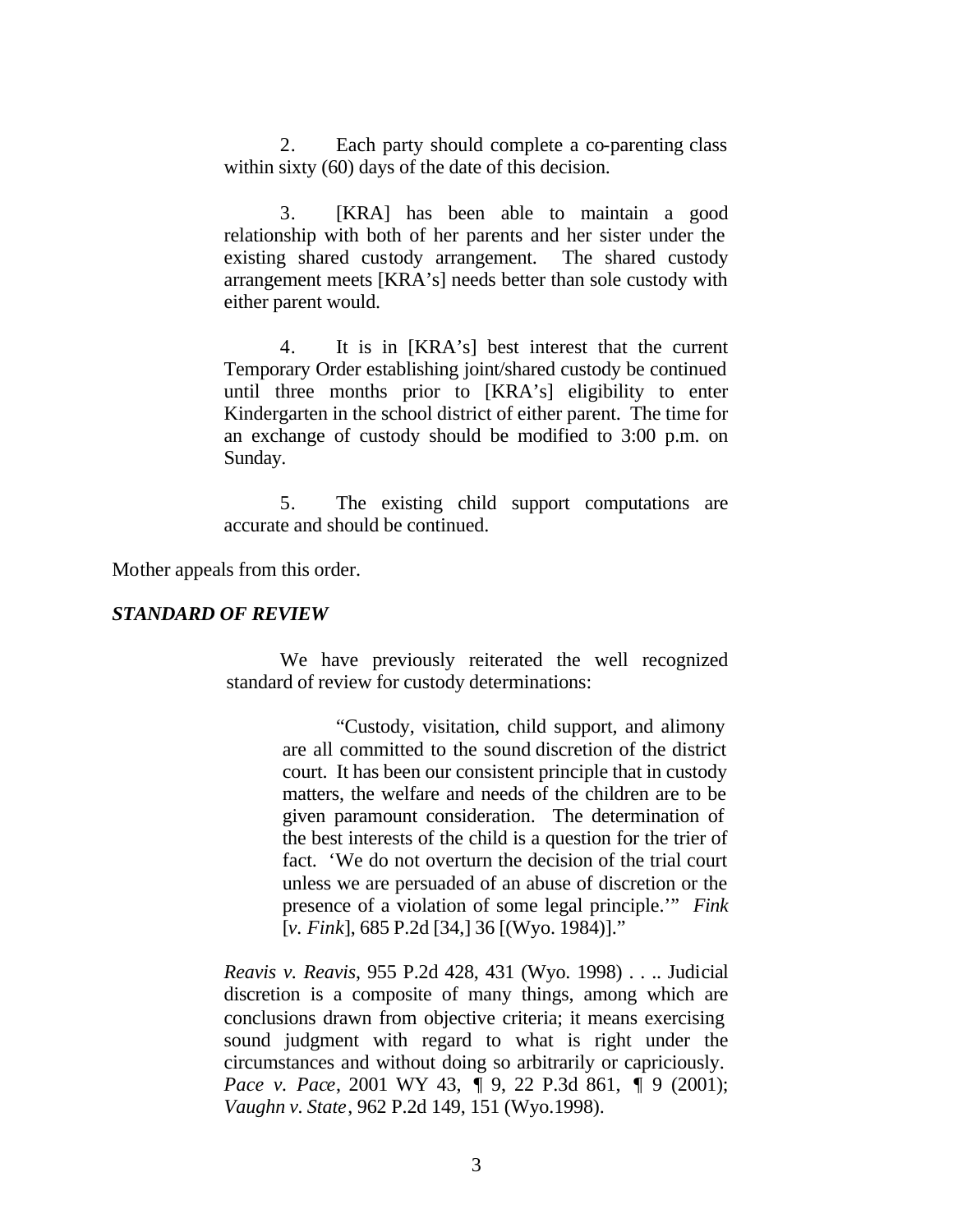> 2. Each party should complete a co-parenting class within sixty (60) days of the date of this decision.
>
> 3. [KRA] has been able to maintain a good relationship with both of her parents and her sister under the existing shared custody arrangement. The shared custody arrangement meets [KRA's] needs better than sole custody with either parent would.
>
> 4. It is in [KRA's] best interest that the current Temporary Order establishing joint/shared custody be continued until three months prior to [KRA's] eligibility to enter Kindergarten in the school district of either parent. The time for an exchange of custody should be modified to 3:00 p.m. on Sunday.
>
> 5. The existing child support computations are accurate and should be continued.

Mother appeals from this order.

***STANDARD OF REVIEW***

> We have previously reiterated the well recognized standard of review for custody determinations:
>
> > "Custody, visitation, child support, and alimony are all committed to the sound discretion of the district court. It has been our consistent principle that in custody matters, the welfare and needs of the children are to be given paramount consideration. The determination of the best interests of the child is a question for the trier of fact. 'We do not overturn the decision of the trial court unless we are persuaded of an abuse of discretion or the presence of a violation of some legal principle.'" *Fink* [*v. Fink*], 685 P.2d [34,] 36 [(Wyo. 1984)]."
>
> *Reavis v. Reavis*, 955 P.2d 428, 431 (Wyo. 1998) . . .. Judicial discretion is a composite of many things, among which are conclusions drawn from objective criteria; it means exercising sound judgment with regard to what is right under the circumstances and without doing so arbitrarily or capriciously. *Pace v. Pace*, 2001 WY 43, ¶ 9, 22 P.3d 861, ¶ 9 (2001); *Vaughn v. State*, 962 P.2d 149, 151 (Wyo.1998).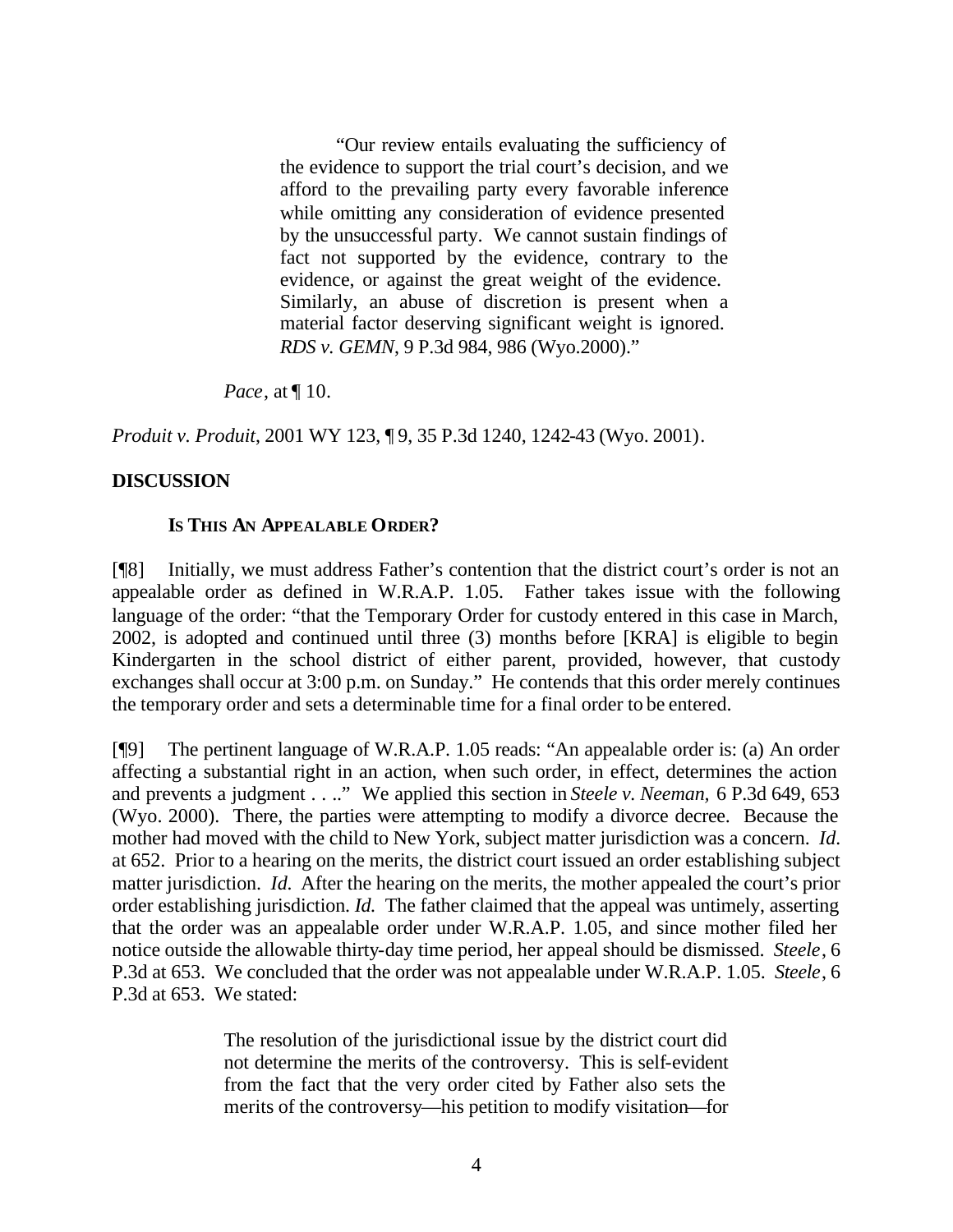> "Our review entails evaluating the sufficiency of the evidence to support the trial court's decision, and we afford to the prevailing party every favorable inference while omitting any consideration of evidence presented by the unsuccessful party. We cannot sustain findings of fact not supported by the evidence, contrary to the evidence, or against the great weight of the evidence. Similarly, an abuse of discretion is present when a material factor deserving significant weight is ignored. *RDS v. GEMN*, 9 P.3d 984, 986 (Wyo.2000)."
>
> *Pace*, at ¶ 10.

*Produit v. Produit*, 2001 WY 123, ¶ 9, 35 P.3d 1240, 1242-43 (Wyo. 2001).

## DISCUSSION

### IS THIS AN APPEALABLE ORDER?

[¶8] Initially, we must address Father's contention that the district court's order is not an appealable order as defined in W.R.A.P. 1.05. Father takes issue with the following language of the order: "that the Temporary Order for custody entered in this case in March, 2002, is adopted and continued until three (3) months before [KRA] is eligible to begin Kindergarten in the school district of either parent, provided, however, that custody exchanges shall occur at 3:00 p.m. on Sunday." He contends that this order merely continues the temporary order and sets a determinable time for a final order to be entered.

[¶9] The pertinent language of W.R.A.P. 1.05 reads: "An appealable order is: (a) An order affecting a substantial right in an action, when such order, in effect, determines the action and prevents a judgment . . .." We applied this section in *Steele v. Neeman,* 6 P.3d 649, 653 (Wyo. 2000). There, the parties were attempting to modify a divorce decree. Because the mother had moved with the child to New York, subject matter jurisdiction was a concern. *Id*. at 652. Prior to a hearing on the merits, the district court issued an order establishing subject matter jurisdiction. *Id.* After the hearing on the merits, the mother appealed the court's prior order establishing jurisdiction. *Id.* The father claimed that the appeal was untimely, asserting that the order was an appealable order under W.R.A.P. 1.05, and since mother filed her notice outside the allowable thirty-day time period, her appeal should be dismissed. *Steele*, 6 P.3d at 653. We concluded that the order was not appealable under W.R.A.P. 1.05. *Steele*, 6 P.3d at 653. We stated:

> The resolution of the jurisdictional issue by the district court did not determine the merits of the controversy. This is self-evident from the fact that the very order cited by Father also sets the merits of the controversy—his petition to modify visitation—for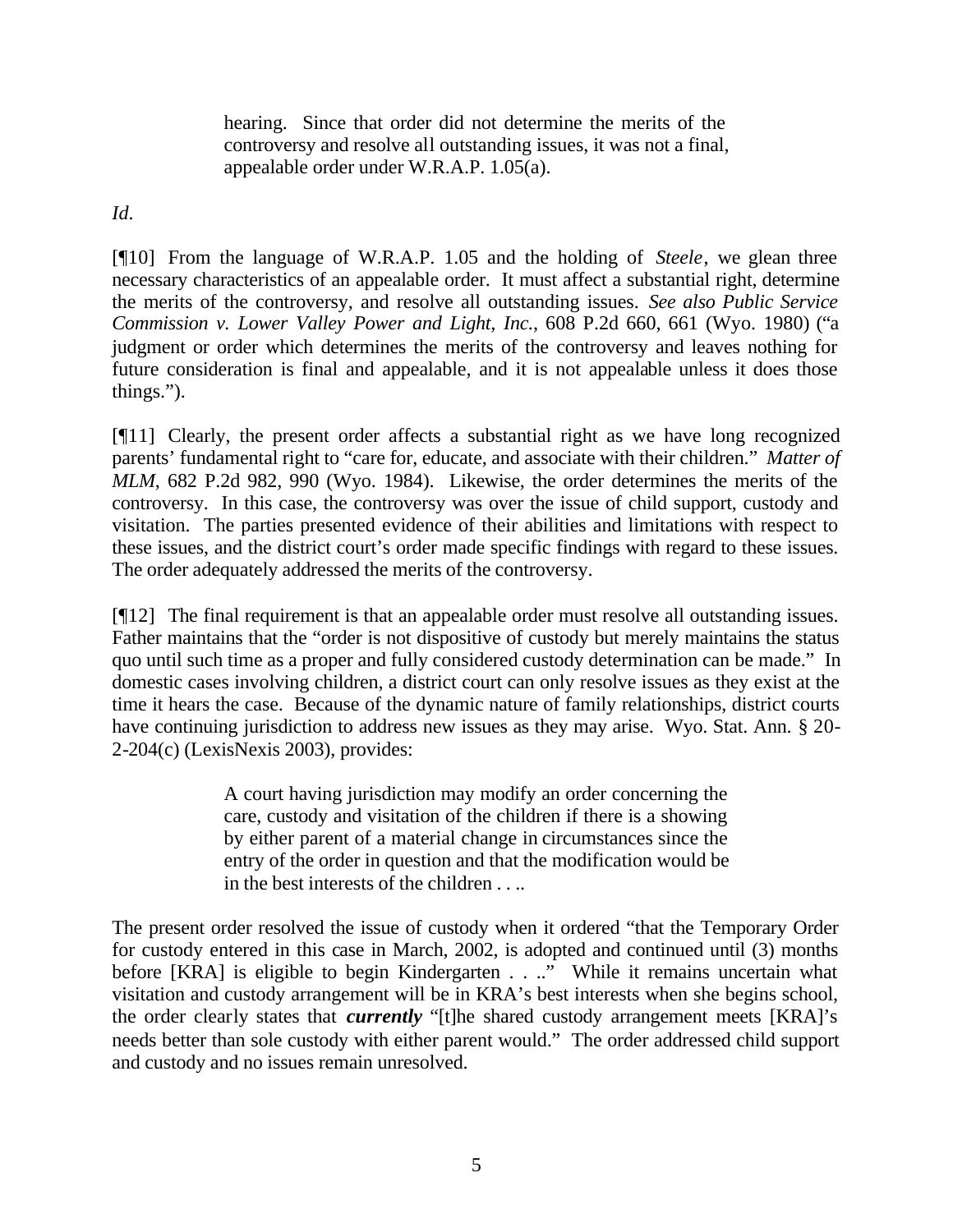> hearing. Since that order did not determine the merits of the controversy and resolve all outstanding issues, it was not a final, appealable order under W.R.A.P. 1.05(a).

*Id.*

[¶10] From the language of W.R.A.P. 1.05 and the holding of *Steele*, we glean three necessary characteristics of an appealable order. It must affect a substantial right, determine the merits of the controversy, and resolve all outstanding issues. *See also Public Service Commission v. Lower Valley Power and Light, Inc.*, 608 P.2d 660, 661 (Wyo. 1980) ("a judgment or order which determines the merits of the controversy and leaves nothing for future consideration is final and appealable, and it is not appealable unless it does those things.").

[¶11] Clearly, the present order affects a substantial right as we have long recognized parents' fundamental right to "care for, educate, and associate with their children." *Matter of MLM*, 682 P.2d 982, 990 (Wyo. 1984). Likewise, the order determines the merits of the controversy. In this case, the controversy was over the issue of child support, custody and visitation. The parties presented evidence of their abilities and limitations with respect to these issues, and the district court's order made specific findings with regard to these issues. The order adequately addressed the merits of the controversy.

[¶12] The final requirement is that an appealable order must resolve all outstanding issues. Father maintains that the "order is not dispositive of custody but merely maintains the status quo until such time as a proper and fully considered custody determination can be made." In domestic cases involving children, a district court can only resolve issues as they exist at the time it hears the case. Because of the dynamic nature of family relationships, district courts have continuing jurisdiction to address new issues as they may arise. Wyo. Stat. Ann. § 20-2-204(c) (LexisNexis 2003), provides:

> A court having jurisdiction may modify an order concerning the care, custody and visitation of the children if there is a showing by either parent of a material change in circumstances since the entry of the order in question and that the modification would be in the best interests of the children . . ..

The present order resolved the issue of custody when it ordered "that the Temporary Order for custody entered in this case in March, 2002, is adopted and continued until (3) months before [KRA] is eligible to begin Kindergarten . . .." While it remains uncertain what visitation and custody arrangement will be in KRA's best interests when she begins school, the order clearly states that ***currently*** "[t]he shared custody arrangement meets [KRA]'s needs better than sole custody with either parent would." The order addressed child support and custody and no issues remain unresolved.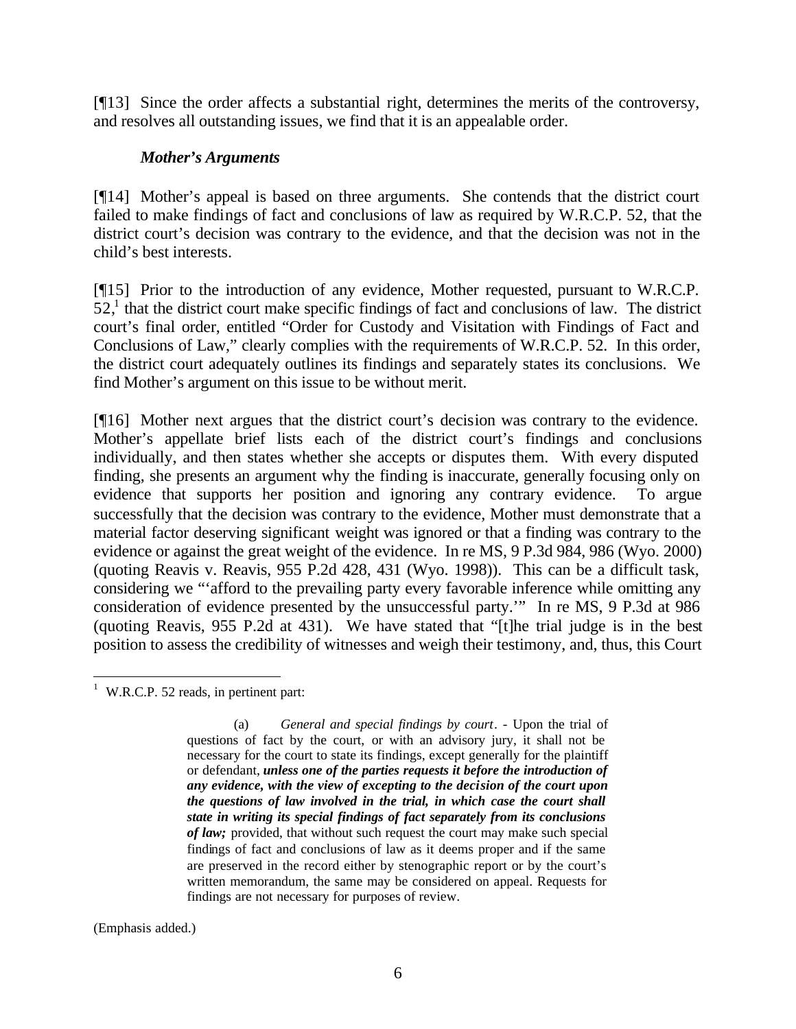[¶13] Since the order affects a substantial right, determines the merits of the controversy, and resolves all outstanding issues, we find that it is an appealable order.

### *Mother's Arguments*

[¶14] Mother's appeal is based on three arguments. She contends that the district court failed to make findings of fact and conclusions of law as required by W.R.C.P. 52, that the district court's decision was contrary to the evidence, and that the decision was not in the child's best interests.

[¶15] Prior to the introduction of any evidence, Mother requested, pursuant to W.R.C.P. 52,[1] that the district court make specific findings of fact and conclusions of law. The district court's final order, entitled "Order for Custody and Visitation with Findings of Fact and Conclusions of Law," clearly complies with the requirements of W.R.C.P. 52. In this order, the district court adequately outlines its findings and separately states its conclusions. We find Mother's argument on this issue to be without merit.

[¶16] Mother next argues that the district court's decision was contrary to the evidence. Mother's appellate brief lists each of the district court's findings and conclusions individually, and then states whether she accepts or disputes them. With every disputed finding, she presents an argument why the finding is inaccurate, generally focusing only on evidence that supports her position and ignoring any contrary evidence. To argue successfully that the decision was contrary to the evidence, Mother must demonstrate that a material factor deserving significant weight was ignored or that a finding was contrary to the evidence or against the great weight of the evidence. In re MS, 9 P.3d 984, 986 (Wyo. 2000) (quoting Reavis v. Reavis, 955 P.2d 428, 431 (Wyo. 1998)). This can be a difficult task, considering we "'afford to the prevailing party every favorable inference while omitting any consideration of evidence presented by the unsuccessful party.'" In re MS, 9 P.3d at 986 (quoting Reavis, 955 P.2d at 431). We have stated that "[t]he trial judge is in the best position to assess the credibility of witnesses and weigh their testimony, and, thus, this Court

---

[1] W.R.C.P. 52 reads, in pertinent part:

> (a) *General and special findings by court*. - Upon the trial of questions of fact by the court, or with an advisory jury, it shall not be necessary for the court to state its findings, except generally for the plaintiff or defendant, ***unless one of the parties requests it before the introduction of any evidence, with the view of excepting to the decision of the court upon the questions of law involved in the trial, in which case the court shall state in writing its special findings of fact separately from its conclusions of law;*** provided, that without such request the court may make such special findings of fact and conclusions of law as it deems proper and if the same are preserved in the record either by stenographic report or by the court's written memorandum, the same may be considered on appeal. Requests for findings are not necessary for purposes of review.

(Emphasis added.)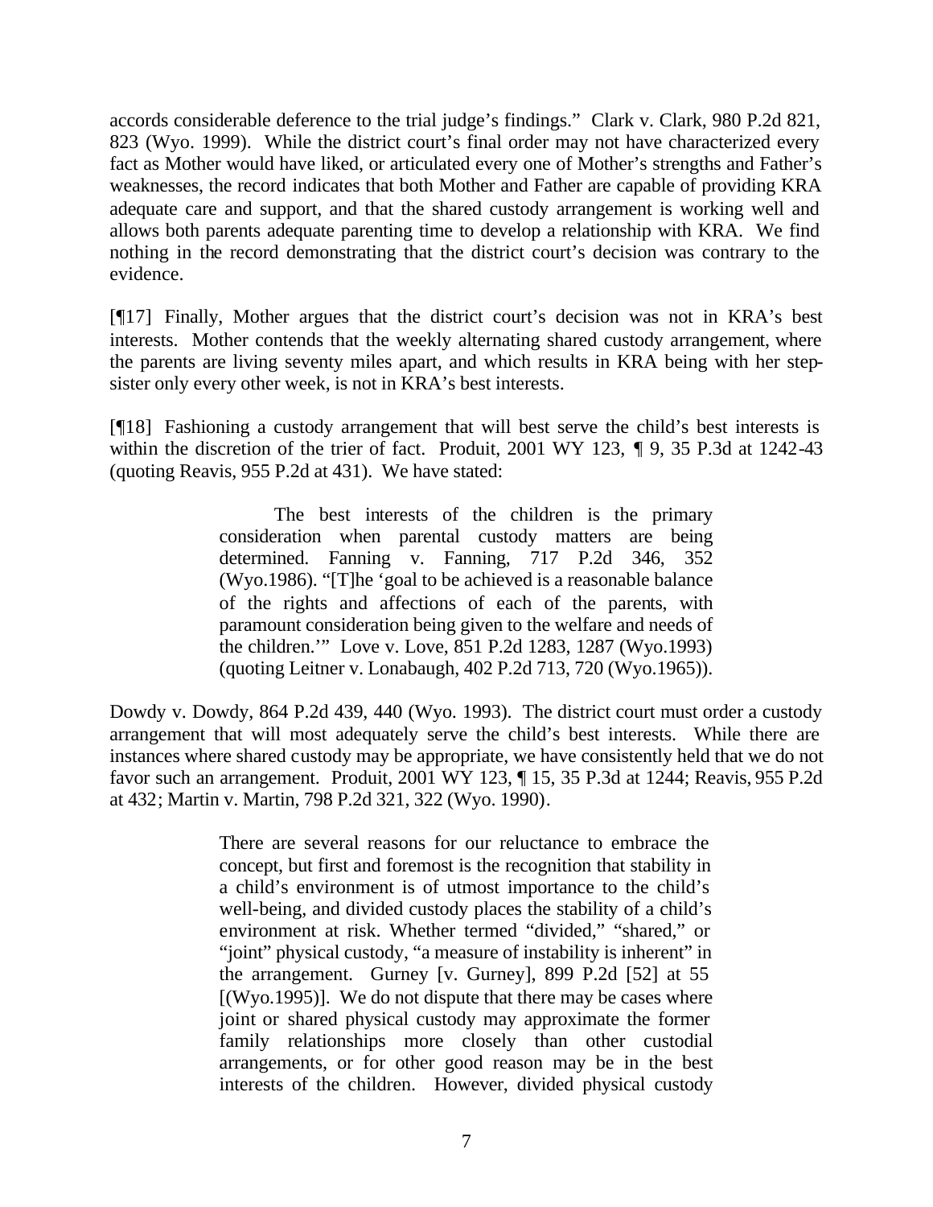accords considerable deference to the trial judge's findings." Clark v. Clark, 980 P.2d 821, 823 (Wyo. 1999). While the district court's final order may not have characterized every fact as Mother would have liked, or articulated every one of Mother's strengths and Father's weaknesses, the record indicates that both Mother and Father are capable of providing KRA adequate care and support, and that the shared custody arrangement is working well and allows both parents adequate parenting time to develop a relationship with KRA. We find nothing in the record demonstrating that the district court's decision was contrary to the evidence.

[¶17] Finally, Mother argues that the district court's decision was not in KRA's best interests. Mother contends that the weekly alternating shared custody arrangement, where the parents are living seventy miles apart, and which results in KRA being with her step-sister only every other week, is not in KRA's best interests.

[¶18] Fashioning a custody arrangement that will best serve the child's best interests is within the discretion of the trier of fact. Produit, 2001 WY 123, ¶ 9, 35 P.3d at 1242-43 (quoting Reavis, 955 P.2d at 431). We have stated:

> The best interests of the children is the primary consideration when parental custody matters are being determined. Fanning v. Fanning, 717 P.2d 346, 352 (Wyo.1986). "[T]he 'goal to be achieved is a reasonable balance of the rights and affections of each of the parents, with paramount consideration being given to the welfare and needs of the children.'" Love v. Love, 851 P.2d 1283, 1287 (Wyo.1993) (quoting Leitner v. Lonabaugh, 402 P.2d 713, 720 (Wyo.1965)).

Dowdy v. Dowdy, 864 P.2d 439, 440 (Wyo. 1993). The district court must order a custody arrangement that will most adequately serve the child's best interests. While there are instances where shared custody may be appropriate, we have consistently held that we do not favor such an arrangement. Produit, 2001 WY 123, ¶ 15, 35 P.3d at 1244; Reavis, 955 P.2d at 432; Martin v. Martin, 798 P.2d 321, 322 (Wyo. 1990).

> There are several reasons for our reluctance to embrace the concept, but first and foremost is the recognition that stability in a child's environment is of utmost importance to the child's well-being, and divided custody places the stability of a child's environment at risk. Whether termed "divided," "shared," or "joint" physical custody, "a measure of instability is inherent" in the arrangement. Gurney [v. Gurney], 899 P.2d [52] at 55 [(Wyo.1995)]. We do not dispute that there may be cases where joint or shared physical custody may approximate the former family relationships more closely than other custodial arrangements, or for other good reason may be in the best interests of the children. However, divided physical custody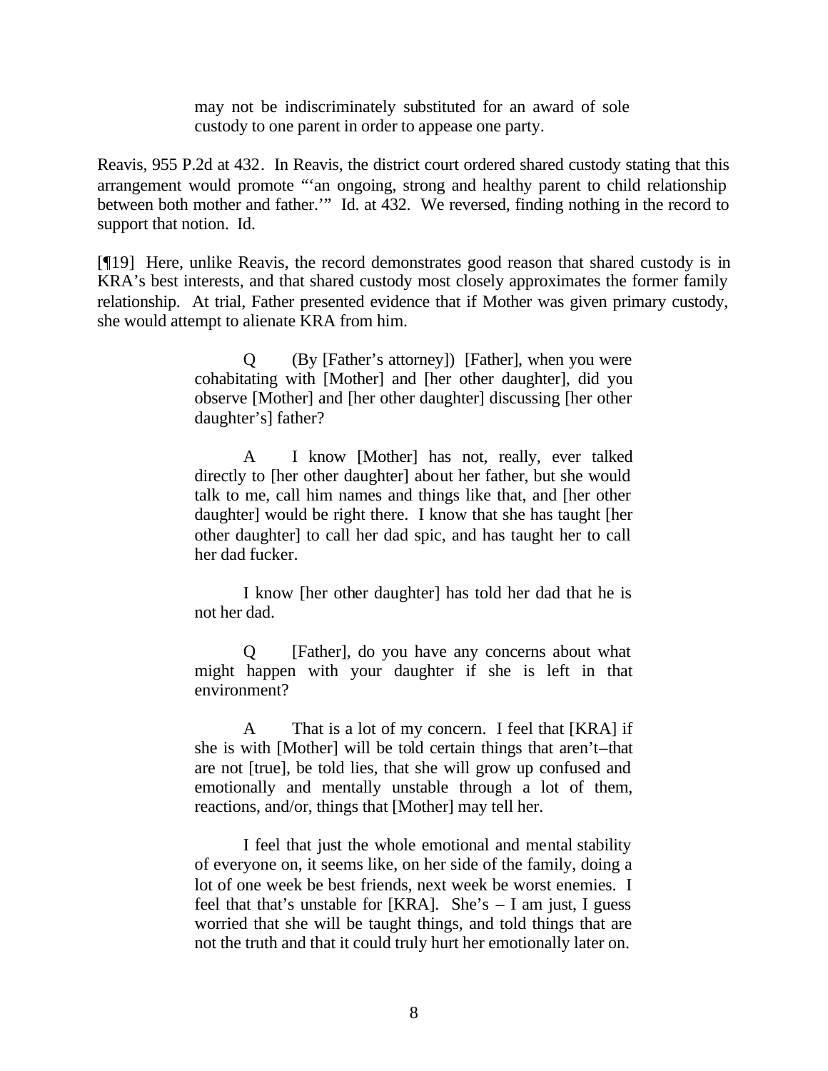> may not be indiscriminately substituted for an award of sole custody to one parent in order to appease one party.

Reavis, 955 P.2d at 432. In Reavis, the district court ordered shared custody stating that this arrangement would promote "'an ongoing, strong and healthy parent to child relationship between both mother and father.'" Id. at 432. We reversed, finding nothing in the record to support that notion. Id.

[¶19] Here, unlike Reavis, the record demonstrates good reason that shared custody is in KRA's best interests, and that shared custody most closely approximates the former family relationship. At trial, Father presented evidence that if Mother was given primary custody, she would attempt to alienate KRA from him.

> Q (By [Father's attorney]) [Father], when you were cohabitating with [Mother] and [her other daughter], did you observe [Mother] and [her other daughter] discussing [her other daughter's] father?
>
> A I know [Mother] has not, really, ever talked directly to [her other daughter] about her father, but she would talk to me, call him names and things like that, and [her other daughter] would be right there. I know that she has taught [her other daughter] to call her dad spic, and has taught her to call her dad fucker.
>
> I know [her other daughter] has told her dad that he is not her dad.
>
> Q [Father], do you have any concerns about what might happen with your daughter if she is left in that environment?
>
> A That is a lot of my concern. I feel that [KRA] if she is with [Mother] will be told certain things that aren't–that are not [true], be told lies, that she will grow up confused and emotionally and mentally unstable through a lot of them, reactions, and/or, things that [Mother] may tell her.
>
> I feel that just the whole emotional and mental stability of everyone on, it seems like, on her side of the family, doing a lot of one week be best friends, next week be worst enemies. I feel that that's unstable for [KRA]. She's – I am just, I guess worried that she will be taught things, and told things that are not the truth and that it could truly hurt her emotionally later on.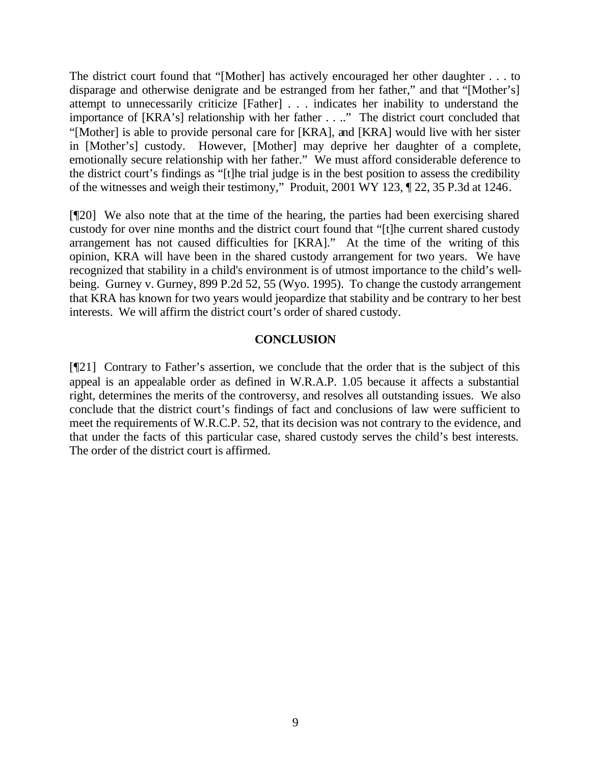The district court found that "[Mother] has actively encouraged her other daughter . . . to disparage and otherwise denigrate and be estranged from her father," and that "[Mother's] attempt to unnecessarily criticize [Father] . . . indicates her inability to understand the importance of [KRA's] relationship with her father . . .." The district court concluded that "[Mother] is able to provide personal care for [KRA], and [KRA] would live with her sister in [Mother's] custody. However, [Mother] may deprive her daughter of a complete, emotionally secure relationship with her father." We must afford considerable deference to the district court's findings as "[t]he trial judge is in the best position to assess the credibility of the witnesses and weigh their testimony," Produit, 2001 WY 123, ¶ 22, 35 P.3d at 1246.

[¶20] We also note that at the time of the hearing, the parties had been exercising shared custody for over nine months and the district court found that "[t]he current shared custody arrangement has not caused difficulties for [KRA]." At the time of the writing of this opinion, KRA will have been in the shared custody arrangement for two years. We have recognized that stability in a child's environment is of utmost importance to the child's well-being. Gurney v. Gurney, 899 P.2d 52, 55 (Wyo. 1995). To change the custody arrangement that KRA has known for two years would jeopardize that stability and be contrary to her best interests. We will affirm the district court's order of shared custody.

## CONCLUSION

[¶21] Contrary to Father's assertion, we conclude that the order that is the subject of this appeal is an appealable order as defined in W.R.A.P. 1.05 because it affects a substantial right, determines the merits of the controversy, and resolves all outstanding issues. We also conclude that the district court's findings of fact and conclusions of law were sufficient to meet the requirements of W.R.C.P. 52, that its decision was not contrary to the evidence, and that under the facts of this particular case, shared custody serves the child's best interests. The order of the district court is affirmed.